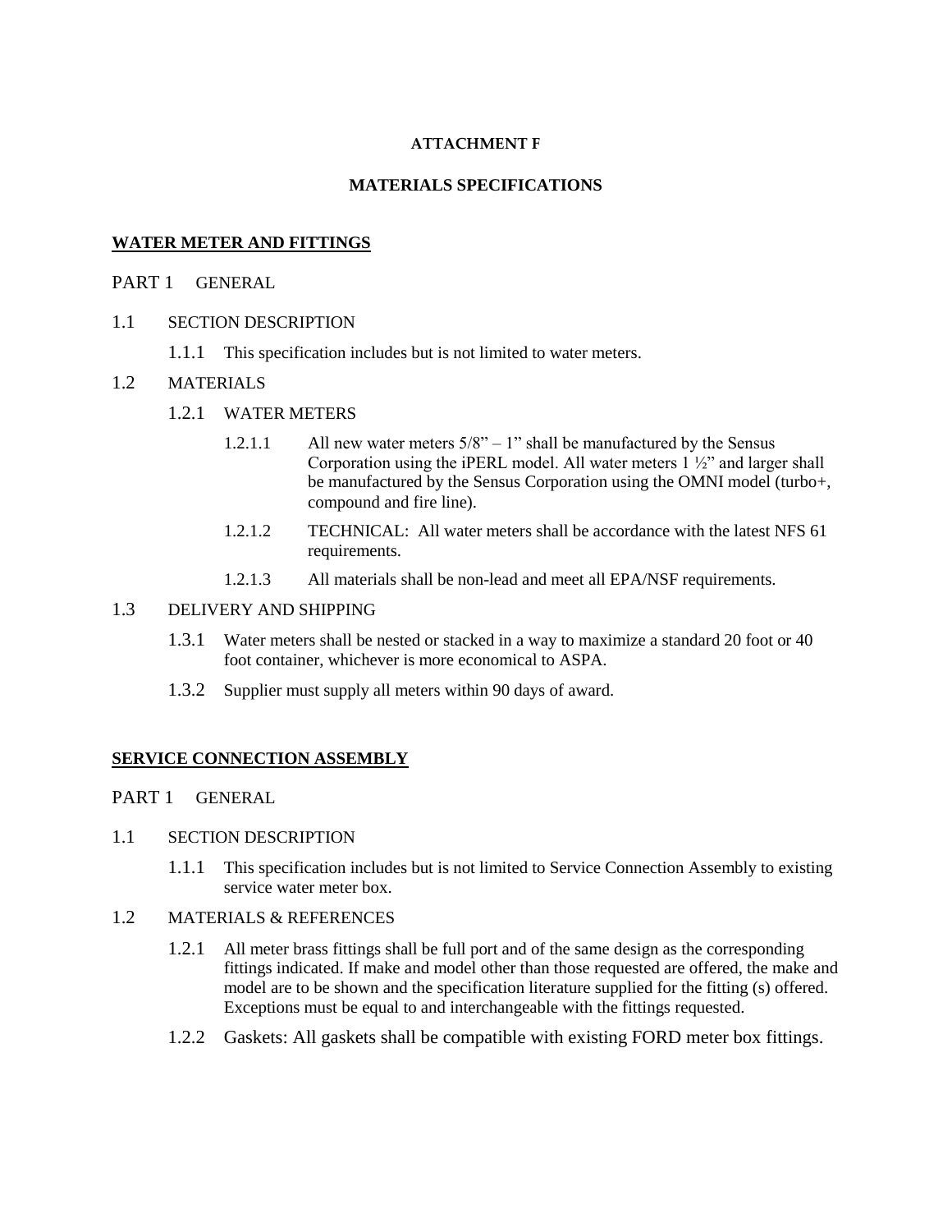**ATTACHMENT F**

**MATERIALS SPECIFICATIONS**

## WATER METER AND FITTINGS

PART 1 GENERAL

1.1 SECTION DESCRIPTION

1.1.1 This specification includes but is not limited to water meters.

1.2 MATERIALS

1.2.1 WATER METERS

1.2.1.1 All new water meters 5/8" – 1" shall be manufactured by the Sensus Corporation using the iPERL model. All water meters 1 ½" and larger shall be manufactured by the Sensus Corporation using the OMNI model (turbo+, compound and fire line).

1.2.1.2 TECHNICAL: All water meters shall be accordance with the latest NFS 61 requirements.

1.2.1.3 All materials shall be non-lead and meet all EPA/NSF requirements.

1.3 DELIVERY AND SHIPPING

1.3.1 Water meters shall be nested or stacked in a way to maximize a standard 20 foot or 40 foot container, whichever is more economical to ASPA.

1.3.2 Supplier must supply all meters within 90 days of award.

## SERVICE CONNECTION ASSEMBLY

PART 1 GENERAL

1.1 SECTION DESCRIPTION

1.1.1 This specification includes but is not limited to Service Connection Assembly to existing service water meter box.

1.2 MATERIALS & REFERENCES

1.2.1 All meter brass fittings shall be full port and of the same design as the corresponding fittings indicated. If make and model other than those requested are offered, the make and model are to be shown and the specification literature supplied for the fitting (s) offered. Exceptions must be equal to and interchangeable with the fittings requested.

1.2.2 Gaskets: All gaskets shall be compatible with existing FORD meter box fittings.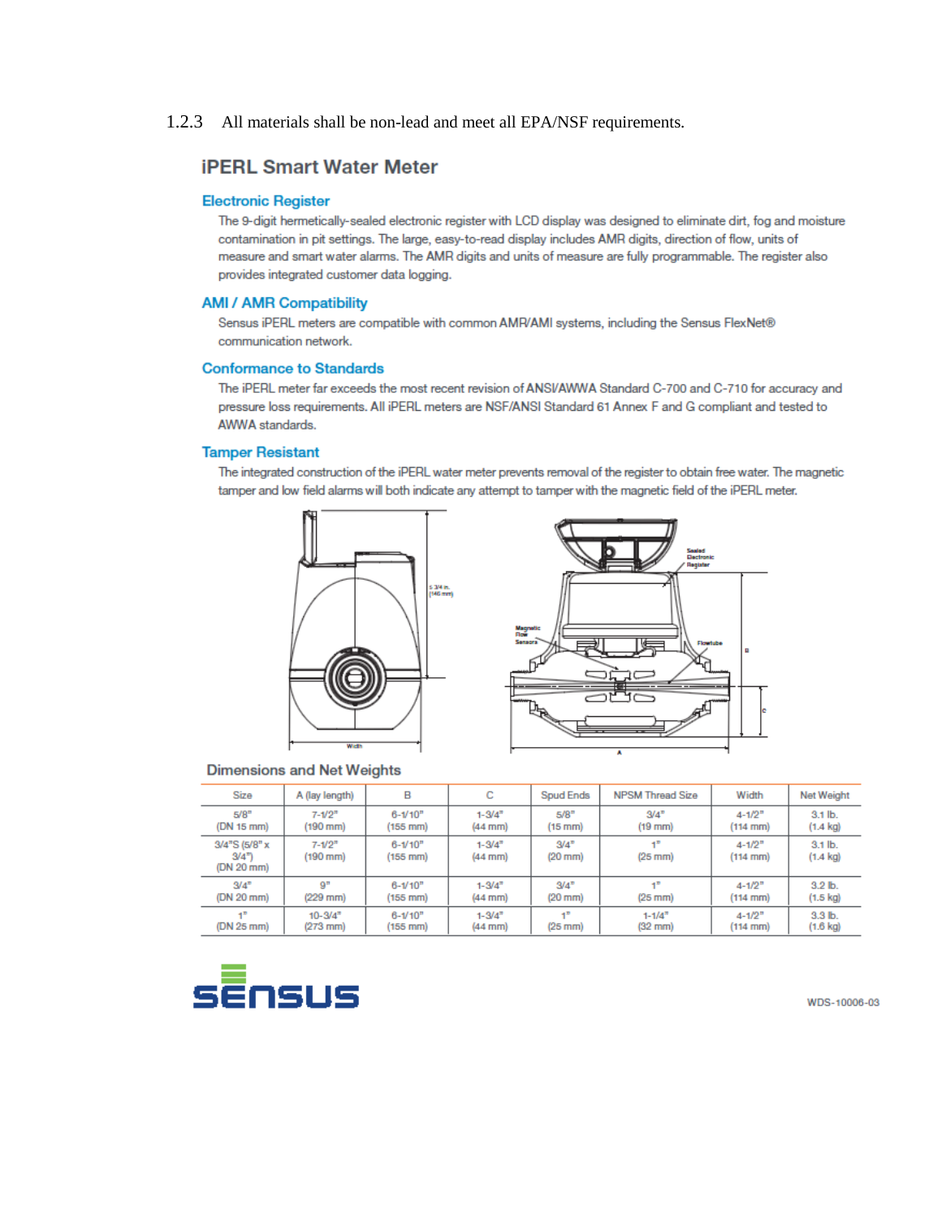1.2.3 All materials shall be non-lead and meet all EPA/NSF requirements.

## iPERL Smart Water Meter

### Electronic Register

The 9-digit hermetically-sealed electronic register with LCD display was designed to eliminate dirt, fog and moisture contamination in pit settings. The large, easy-to-read display includes AMR digits, direction of flow, units of measure and smart water alarms. The AMR digits and units of measure are fully programmable. The register also provides integrated customer data logging.

### AMI / AMR Compatibility

Sensus iPERL meters are compatible with common AMR/AMI systems, including the Sensus FlexNet® communication network.

### Conformance to Standards

The iPERL meter far exceeds the most recent revision of ANSI/AWWA Standard C-700 and C-710 for accuracy and pressure loss requirements. All iPERL meters are NSF/ANSI Standard 61 Annex F and G compliant and tested to AWWA standards.

### Tamper Resistant

The integrated construction of the iPERL water meter prevents removal of the register to obtain free water. The magnetic tamper and low field alarms will both indicate any attempt to tamper with the magnetic field of the iPERL meter.

5 3/4 in. (146 mm)

Width

Sealed Electronic Register

Magnetic Flow Sensors

Flowtube

B

C

A

### Dimensions and Net Weights

| Size | A (lay length) | B | C | Spud Ends | NPSM Thread Size | Width | Net Weight |
|---|---|---|---|---|---|---|---|
| 5/8" (DN 15 mm) | 7-1/2" (190 mm) | 6-1/10" (155 mm) | 1-3/4" (44 mm) | 5/8" (15 mm) | 3/4" (19 mm) | 4-1/2" (114 mm) | 3.1 lb. (1.4 kg) |
| 3/4"S (5/8" x 3/4") (DN 20 mm) | 7-1/2" (190 mm) | 6-1/10" (155 mm) | 1-3/4" (44 mm) | 3/4" (20 mm) | 1" (25 mm) | 4-1/2" (114 mm) | 3.1 lb. (1.4 kg) |
| 3/4" (DN 20 mm) | 9" (229 mm) | 6-1/10" (155 mm) | 1-3/4" (44 mm) | 3/4" (20 mm) | 1" (25 mm) | 4-1/2" (114 mm) | 3.2 lb. (1.5 kg) |
| 1" (DN 25 mm) | 10-3/4" (273 mm) | 6-1/10" (155 mm) | 1-3/4" (44 mm) | 1" (25 mm) | 1-1/4" (32 mm) | 4-1/2" (114 mm) | 3.3 lb. (1.6 kg) |

SENSUS

WDS-10006-03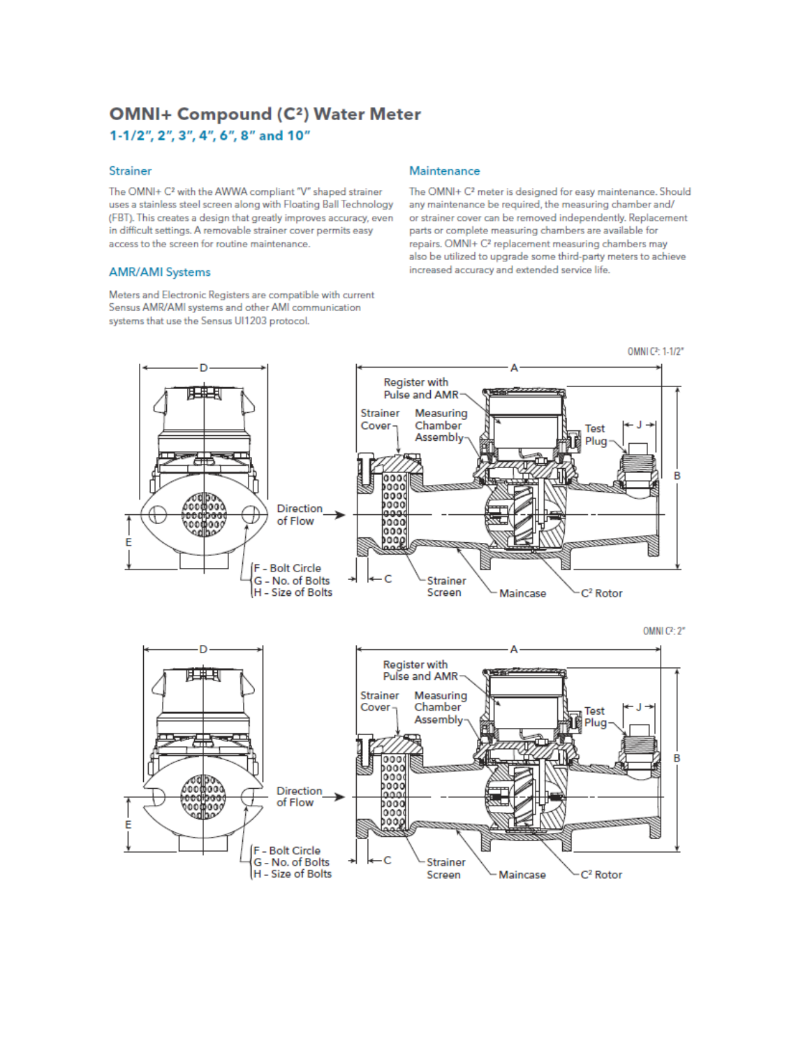# OMNI+ Compound (C²) Water Meter

## 1-1/2", 2", 3", 4", 6", 8" and 10"

### Strainer

The OMNI+ C² with the AWWA compliant "V" shaped strainer uses a stainless steel screen along with Floating Ball Technology (FBT). This creates a design that greatly improves accuracy, even in difficult settings. A removable strainer cover permits easy access to the screen for routine maintenance.

### AMR/AMI Systems

Meters and Electronic Registers are compatible with current Sensus AMR/AMI systems and other AMI communication systems that use the Sensus UI1203 protocol.

### Maintenance

The OMNI+ C² meter is designed for easy maintenance. Should any maintenance be required, the measuring chamber and/or strainer cover can be removed independently. Replacement parts or complete measuring chambers are available for repairs. OMNI+ C² replacement measuring chambers may also be utilized to upgrade some third-party meters to achieve increased accuracy and extended service life.

OMNI C²: 1-1/2"

D
A
Register with Pulse and AMR
Strainer Cover
Measuring Chamber Assembly
Test Plug
J
B
Direction of Flow
E
F - Bolt Circle
G - No. of Bolts
H - Size of Bolts
C
Strainer Screen
Maincase
C² Rotor

OMNI C²: 2"

D
A
Register with Pulse and AMR
Strainer Cover
Measuring Chamber Assembly
Test Plug
J
B
Direction of Flow
E
F - Bolt Circle
G - No. of Bolts
H - Size of Bolts
C
Strainer Screen
Maincase
C² Rotor